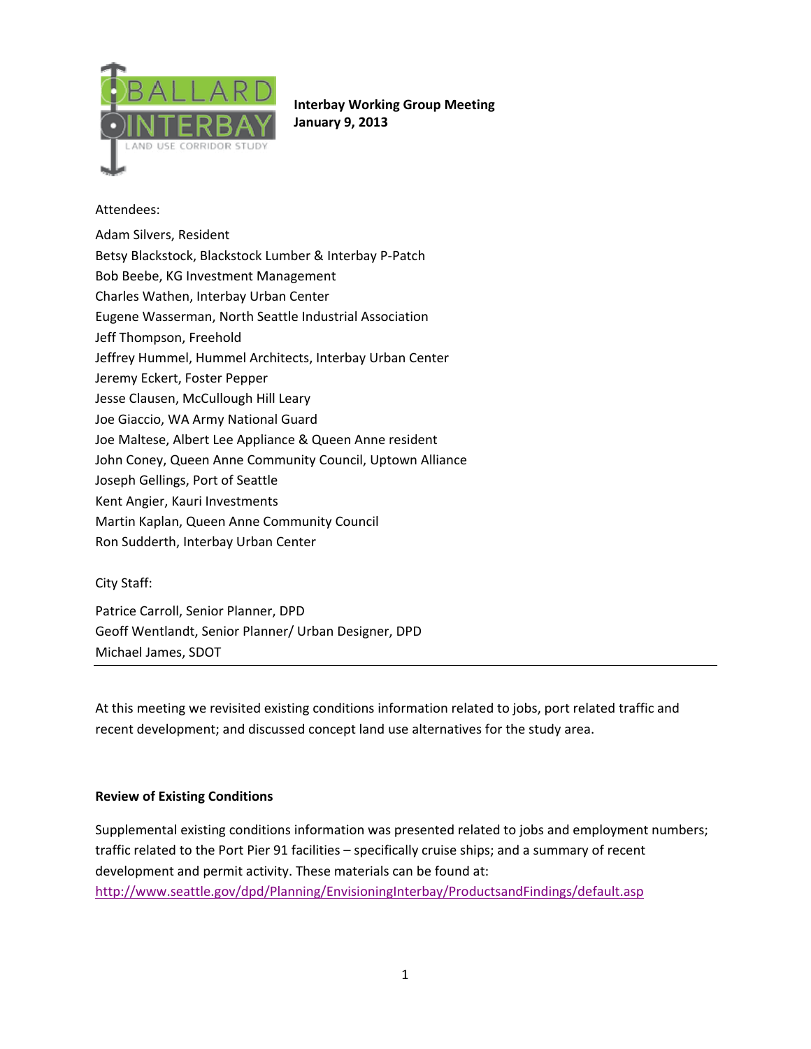**Interbay Working Group Meeting**
**January 9, 2013**

Attendees:

Adam Silvers, Resident
Betsy Blackstock, Blackstock Lumber & Interbay P-Patch
Bob Beebe, KG Investment Management
Charles Wathen, Interbay Urban Center
Eugene Wasserman, North Seattle Industrial Association
Jeff Thompson, Freehold
Jeffrey Hummel, Hummel Architects, Interbay Urban Center
Jeremy Eckert, Foster Pepper
Jesse Clausen, McCullough Hill Leary
Joe Giaccio, WA Army National Guard
Joe Maltese, Albert Lee Appliance & Queen Anne resident
John Coney, Queen Anne Community Council, Uptown Alliance
Joseph Gellings, Port of Seattle
Kent Angier, Kauri Investments
Martin Kaplan, Queen Anne Community Council
Ron Sudderth, Interbay Urban Center

City Staff:

Patrice Carroll, Senior Planner, DPD
Geoff Wentlandt, Senior Planner/ Urban Designer, DPD
Michael James, SDOT

---

At this meeting we revisited existing conditions information related to jobs, port related traffic and recent development; and discussed concept land use alternatives for the study area.

**Review of Existing Conditions**

Supplemental existing conditions information was presented related to jobs and employment numbers; traffic related to the Port Pier 91 facilities – specifically cruise ships; and a summary of recent development and permit activity. These materials can be found at:
http://www.seattle.gov/dpd/Planning/EnvisioningInterbay/ProductsandFindings/default.asp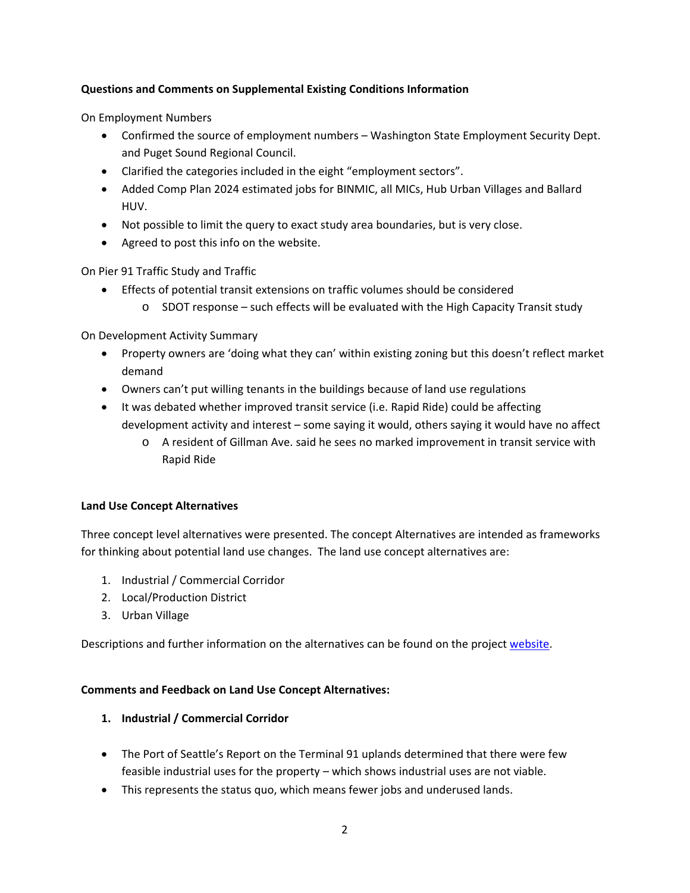**Questions and Comments on Supplemental Existing Conditions Information**

On Employment Numbers

- Confirmed the source of employment numbers – Washington State Employment Security Dept. and Puget Sound Regional Council.
- Clarified the categories included in the eight "employment sectors".
- Added Comp Plan 2024 estimated jobs for BINMIC, all MICs, Hub Urban Villages and Ballard HUV.
- Not possible to limit the query to exact study area boundaries, but is very close.
- Agreed to post this info on the website.

On Pier 91 Traffic Study and Traffic

- Effects of potential transit extensions on traffic volumes should be considered
    - SDOT response – such effects will be evaluated with the High Capacity Transit study

On Development Activity Summary

- Property owners are 'doing what they can' within existing zoning but this doesn't reflect market demand
- Owners can't put willing tenants in the buildings because of land use regulations
- It was debated whether improved transit service (i.e. Rapid Ride) could be affecting development activity and interest – some saying it would, others saying it would have no affect
    - A resident of Gillman Ave. said he sees no marked improvement in transit service with Rapid Ride

**Land Use Concept Alternatives**

Three concept level alternatives were presented. The concept Alternatives are intended as frameworks for thinking about potential land use changes. The land use concept alternatives are:

1. Industrial / Commercial Corridor
2. Local/Production District
3. Urban Village

Descriptions and further information on the alternatives can be found on the project website.

**Comments and Feedback on Land Use Concept Alternatives:**

1. **Industrial / Commercial Corridor**

- The Port of Seattle's Report on the Terminal 91 uplands determined that there were few feasible industrial uses for the property – which shows industrial uses are not viable.
- This represents the status quo, which means fewer jobs and underused lands.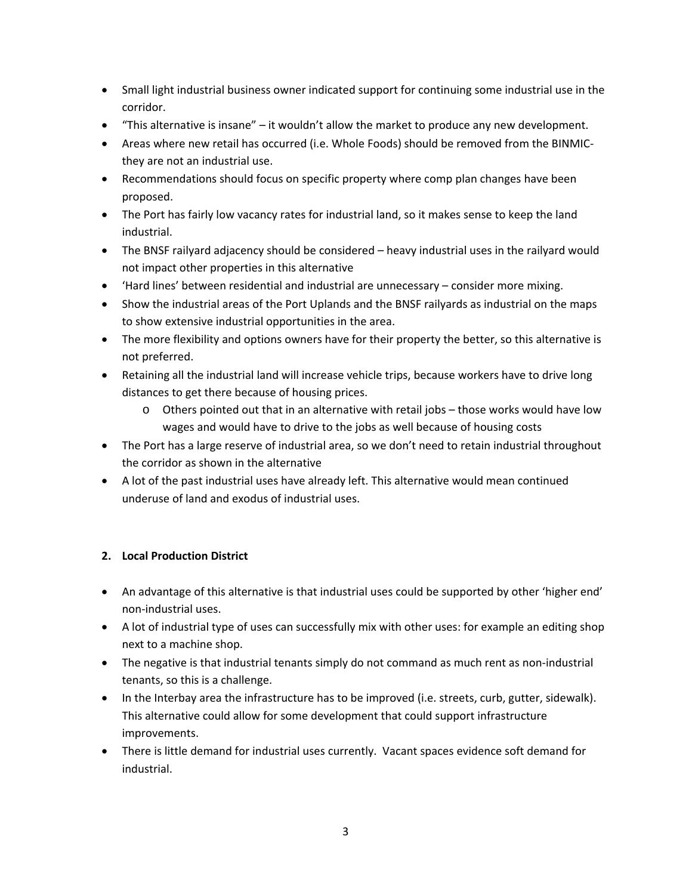- Small light industrial business owner indicated support for continuing some industrial use in the corridor.
- "This alternative is insane" – it wouldn't allow the market to produce any new development.
- Areas where new retail has occurred (i.e. Whole Foods) should be removed from the BINMIC- they are not an industrial use.
- Recommendations should focus on specific property where comp plan changes have been proposed.
- The Port has fairly low vacancy rates for industrial land, so it makes sense to keep the land industrial.
- The BNSF railyard adjacency should be considered – heavy industrial uses in the railyard would not impact other properties in this alternative
- 'Hard lines' between residential and industrial are unnecessary – consider more mixing.
- Show the industrial areas of the Port Uplands and the BNSF railyards as industrial on the maps to show extensive industrial opportunities in the area.
- The more flexibility and options owners have for their property the better, so this alternative is not preferred.
- Retaining all the industrial land will increase vehicle trips, because workers have to drive long distances to get there because of housing prices.
    - Others pointed out that in an alternative with retail jobs – those works would have low wages and would have to drive to the jobs as well because of housing costs
- The Port has a large reserve of industrial area, so we don't need to retain industrial throughout the corridor as shown in the alternative
- A lot of the past industrial uses have already left. This alternative would mean continued underuse of land and exodus of industrial uses.

**2. Local Production District**

- An advantage of this alternative is that industrial uses could be supported by other 'higher end' non-industrial uses.
- A lot of industrial type of uses can successfully mix with other uses: for example an editing shop next to a machine shop.
- The negative is that industrial tenants simply do not command as much rent as non-industrial tenants, so this is a challenge.
- In the Interbay area the infrastructure has to be improved (i.e. streets, curb, gutter, sidewalk). This alternative could allow for some development that could support infrastructure improvements.
- There is little demand for industrial uses currently. Vacant spaces evidence soft demand for industrial.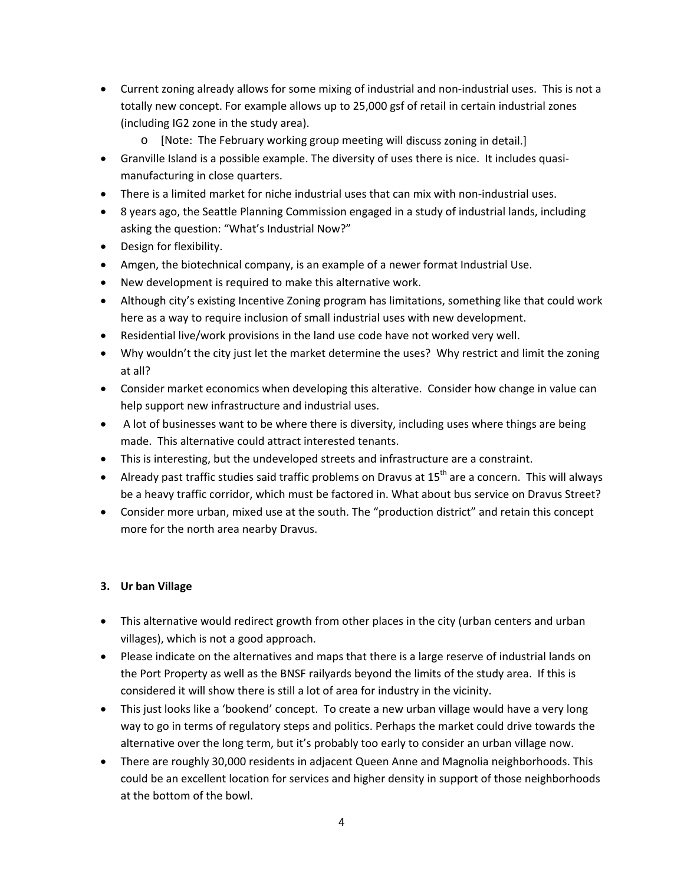- Current zoning already allows for some mixing of industrial and non-industrial uses. This is not a totally new concept. For example allows up to 25,000 gsf of retail in certain industrial zones (including IG2 zone in the study area).
  - [Note: The February working group meeting will discuss zoning in detail.]
- Granville Island is a possible example. The diversity of uses there is nice. It includes quasi-manufacturing in close quarters.
- There is a limited market for niche industrial uses that can mix with non-industrial uses.
- 8 years ago, the Seattle Planning Commission engaged in a study of industrial lands, including asking the question: "What's Industrial Now?"
- Design for flexibility.
- Amgen, the biotechnical company, is an example of a newer format Industrial Use.
- New development is required to make this alternative work.
- Although city's existing Incentive Zoning program has limitations, something like that could work here as a way to require inclusion of small industrial uses with new development.
- Residential live/work provisions in the land use code have not worked very well.
- Why wouldn't the city just let the market determine the uses? Why restrict and limit the zoning at all?
- Consider market economics when developing this alterative. Consider how change in value can help support new infrastructure and industrial uses.
- A lot of businesses want to be where there is diversity, including uses where things are being made. This alternative could attract interested tenants.
- This is interesting, but the undeveloped streets and infrastructure are a constraint.
- Already past traffic studies said traffic problems on Dravus at 15th are a concern. This will always be a heavy traffic corridor, which must be factored in. What about bus service on Dravus Street?
- Consider more urban, mixed use at the south. The "production district" and retain this concept more for the north area nearby Dravus.

**3. Ur ban Village**

- This alternative would redirect growth from other places in the city (urban centers and urban villages), which is not a good approach.
- Please indicate on the alternatives and maps that there is a large reserve of industrial lands on the Port Property as well as the BNSF railyards beyond the limits of the study area. If this is considered it will show there is still a lot of area for industry in the vicinity.
- This just looks like a 'bookend' concept. To create a new urban village would have a very long way to go in terms of regulatory steps and politics. Perhaps the market could drive towards the alternative over the long term, but it's probably too early to consider an urban village now.
- There are roughly 30,000 residents in adjacent Queen Anne and Magnolia neighborhoods. This could be an excellent location for services and higher density in support of those neighborhoods at the bottom of the bowl.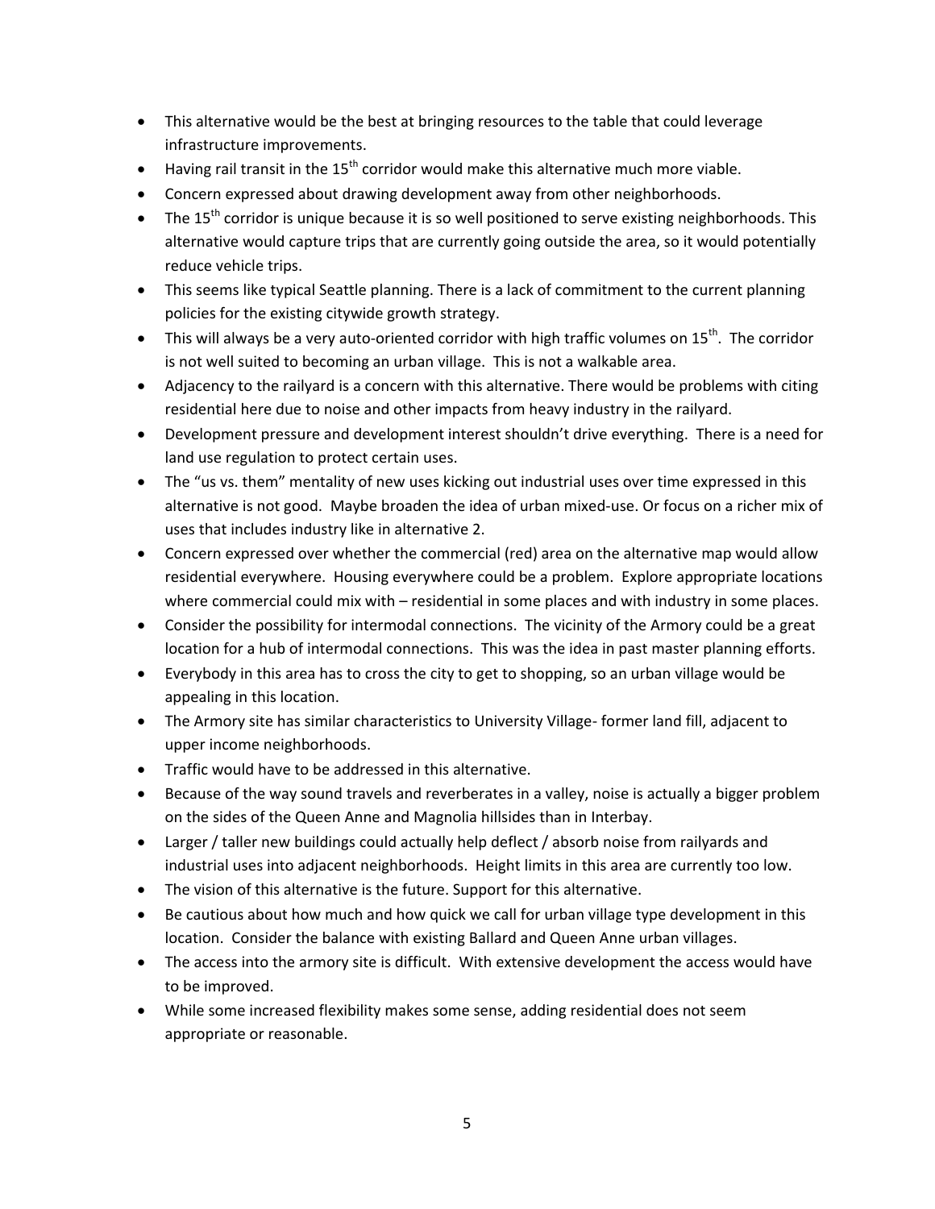- This alternative would be the best at bringing resources to the table that could leverage infrastructure improvements.
- Having rail transit in the 15th corridor would make this alternative much more viable.
- Concern expressed about drawing development away from other neighborhoods.
- The 15th corridor is unique because it is so well positioned to serve existing neighborhoods. This alternative would capture trips that are currently going outside the area, so it would potentially reduce vehicle trips.
- This seems like typical Seattle planning. There is a lack of commitment to the current planning policies for the existing citywide growth strategy.
- This will always be a very auto-oriented corridor with high traffic volumes on 15th. The corridor is not well suited to becoming an urban village. This is not a walkable area.
- Adjacency to the railyard is a concern with this alternative. There would be problems with citing residential here due to noise and other impacts from heavy industry in the railyard.
- Development pressure and development interest shouldn't drive everything. There is a need for land use regulation to protect certain uses.
- The "us vs. them" mentality of new uses kicking out industrial uses over time expressed in this alternative is not good. Maybe broaden the idea of urban mixed-use. Or focus on a richer mix of uses that includes industry like in alternative 2.
- Concern expressed over whether the commercial (red) area on the alternative map would allow residential everywhere. Housing everywhere could be a problem. Explore appropriate locations where commercial could mix with – residential in some places and with industry in some places.
- Consider the possibility for intermodal connections. The vicinity of the Armory could be a great location for a hub of intermodal connections. This was the idea in past master planning efforts.
- Everybody in this area has to cross the city to get to shopping, so an urban village would be appealing in this location.
- The Armory site has similar characteristics to University Village- former land fill, adjacent to upper income neighborhoods.
- Traffic would have to be addressed in this alternative.
- Because of the way sound travels and reverberates in a valley, noise is actually a bigger problem on the sides of the Queen Anne and Magnolia hillsides than in Interbay.
- Larger / taller new buildings could actually help deflect / absorb noise from railyards and industrial uses into adjacent neighborhoods. Height limits in this area are currently too low.
- The vision of this alternative is the future. Support for this alternative.
- Be cautious about how much and how quick we call for urban village type development in this location. Consider the balance with existing Ballard and Queen Anne urban villages.
- The access into the armory site is difficult. With extensive development the access would have to be improved.
- While some increased flexibility makes some sense, adding residential does not seem appropriate or reasonable.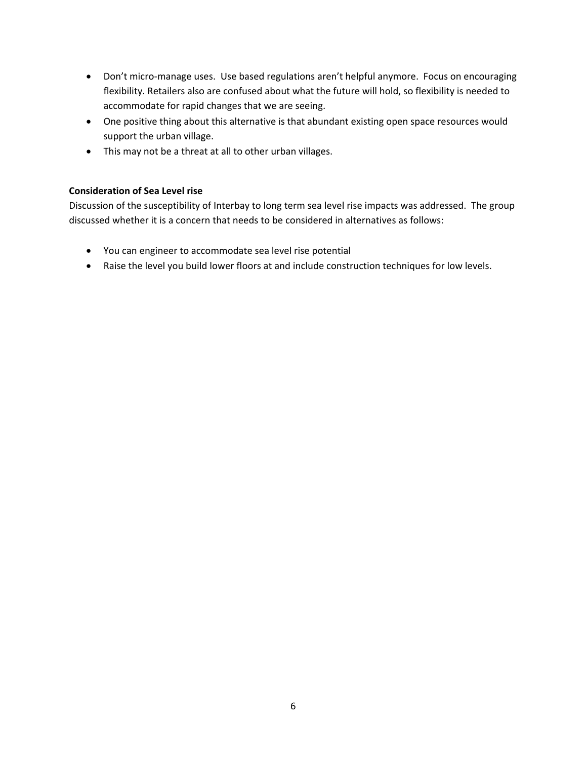- Don't micro-manage uses. Use based regulations aren't helpful anymore. Focus on encouraging flexibility. Retailers also are confused about what the future will hold, so flexibility is needed to accommodate for rapid changes that we are seeing.
- One positive thing about this alternative is that abundant existing open space resources would support the urban village.
- This may not be a threat at all to other urban villages.

**Consideration of Sea Level rise**

Discussion of the susceptibility of Interbay to long term sea level rise impacts was addressed. The group discussed whether it is a concern that needs to be considered in alternatives as follows:

- You can engineer to accommodate sea level rise potential
- Raise the level you build lower floors at and include construction techniques for low levels.